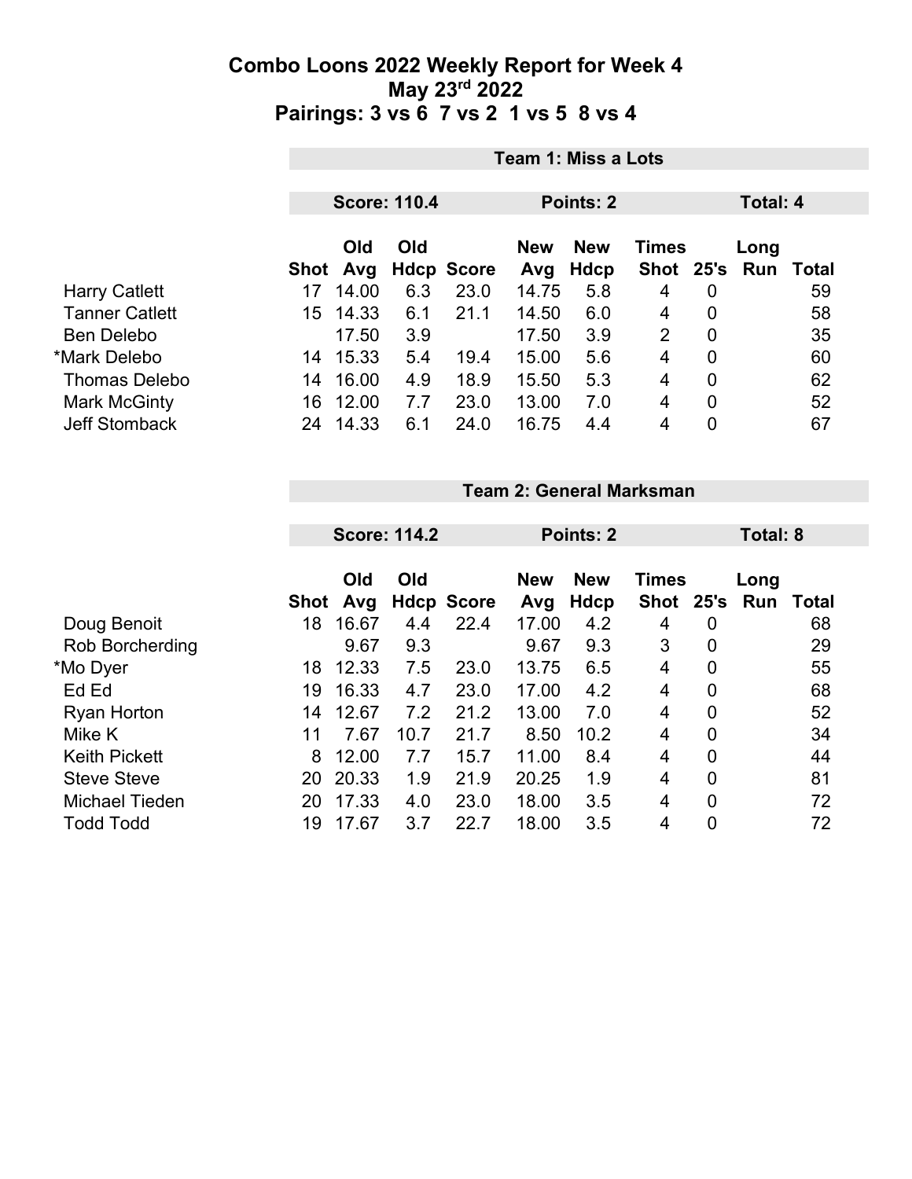# Combo Loons 2022 Weekly Report for Week 4
## May 23rd 2022
## Pairings: 3 vs 6 7 vs 2 1 vs 5 8 vs 4

### Team 1: Miss a Lots

**Score: 110.4** | **Points: 2** | **Total: 4**

| | Shot | Old Avg | Old Hdcp | Score | New Avg | New Hdcp | Times Shot | 25's | Long Run | Total |
|---|---|---|---|---|---|---|---|---|---|---|
| Harry Catlett | 17 | 14.00 | 6.3 | 23.0 | 14.75 | 5.8 | 4 | 0 | | 59 |
| Tanner Catlett | 15 | 14.33 | 6.1 | 21.1 | 14.50 | 6.0 | 4 | 0 | | 58 |
| Ben Delebo | | 17.50 | 3.9 | | 17.50 | 3.9 | 2 | 0 | | 35 |
| *Mark Delebo | 14 | 15.33 | 5.4 | 19.4 | 15.00 | 5.6 | 4 | 0 | | 60 |
| Thomas Delebo | 14 | 16.00 | 4.9 | 18.9 | 15.50 | 5.3 | 4 | 0 | | 62 |
| Mark McGinty | 16 | 12.00 | 7.7 | 23.0 | 13.00 | 7.0 | 4 | 0 | | 52 |
| Jeff Stomback | 24 | 14.33 | 6.1 | 24.0 | 16.75 | 4.4 | 4 | 0 | | 67 |

### Team 2: General Marksman

**Score: 114.2** | **Points: 2** | **Total: 8**

| | Shot | Old Avg | Old Hdcp | Score | New Avg | New Hdcp | Times Shot | 25's | Long Run | Total |
|---|---|---|---|---|---|---|---|---|---|---|
| Doug Benoit | 18 | 16.67 | 4.4 | 22.4 | 17.00 | 4.2 | 4 | 0 | | 68 |
| Rob Borcherding | | 9.67 | 9.3 | | 9.67 | 9.3 | 3 | 0 | | 29 |
| *Mo Dyer | 18 | 12.33 | 7.5 | 23.0 | 13.75 | 6.5 | 4 | 0 | | 55 |
| Ed Ed | 19 | 16.33 | 4.7 | 23.0 | 17.00 | 4.2 | 4 | 0 | | 68 |
| Ryan Horton | 14 | 12.67 | 7.2 | 21.2 | 13.00 | 7.0 | 4 | 0 | | 52 |
| Mike K | 11 | 7.67 | 10.7 | 21.7 | 8.50 | 10.2 | 4 | 0 | | 34 |
| Keith Pickett | 8 | 12.00 | 7.7 | 15.7 | 11.00 | 8.4 | 4 | 0 | | 44 |
| Steve Steve | 20 | 20.33 | 1.9 | 21.9 | 20.25 | 1.9 | 4 | 0 | | 81 |
| Michael Tieden | 20 | 17.33 | 4.0 | 23.0 | 18.00 | 3.5 | 4 | 0 | | 72 |
| Todd Todd | 19 | 17.67 | 3.7 | 22.7 | 18.00 | 3.5 | 4 | 0 | | 72 |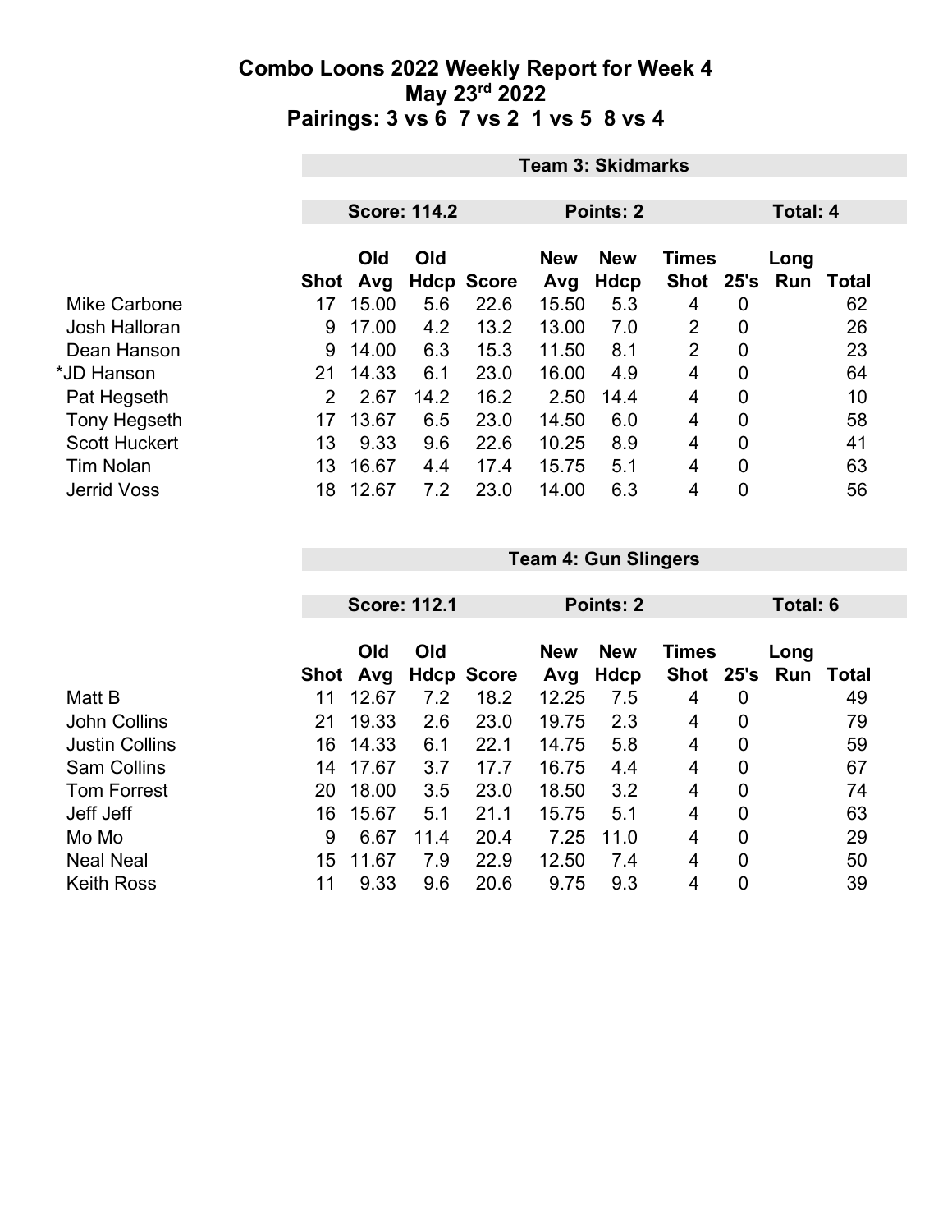# Combo Loons 2022 Weekly Report for Week 4
## May 23rd 2022
## Pairings: 3 vs 6 7 vs 2 1 vs 5 8 vs 4

### Team 3: Skidmarks

**Score: 114.2** | **Points: 2** | **Total: 4**

| | Shot | Old Avg | Old Hdcp | Score | New Avg | New Hdcp | Times Shot | 25's | Long Run | Total |
|---|---|---|---|---|---|---|---|---|---|---|
| Mike Carbone | 17 | 15.00 | 5.6 | 22.6 | 15.50 | 5.3 | 4 | 0 | | 62 |
| Josh Halloran | 9 | 17.00 | 4.2 | 13.2 | 13.00 | 7.0 | 2 | 0 | | 26 |
| Dean Hanson | 9 | 14.00 | 6.3 | 15.3 | 11.50 | 8.1 | 2 | 0 | | 23 |
| *JD Hanson | 21 | 14.33 | 6.1 | 23.0 | 16.00 | 4.9 | 4 | 0 | | 64 |
| Pat Hegseth | 2 | 2.67 | 14.2 | 16.2 | 2.50 | 14.4 | 4 | 0 | | 10 |
| Tony Hegseth | 17 | 13.67 | 6.5 | 23.0 | 14.50 | 6.0 | 4 | 0 | | 58 |
| Scott Huckert | 13 | 9.33 | 9.6 | 22.6 | 10.25 | 8.9 | 4 | 0 | | 41 |
| Tim Nolan | 13 | 16.67 | 4.4 | 17.4 | 15.75 | 5.1 | 4 | 0 | | 63 |
| Jerrid Voss | 18 | 12.67 | 7.2 | 23.0 | 14.00 | 6.3 | 4 | 0 | | 56 |

### Team 4: Gun Slingers

**Score: 112.1** | **Points: 2** | **Total: 6**

| | Shot | Old Avg | Old Hdcp | Score | New Avg | New Hdcp | Times Shot | 25's | Long Run | Total |
|---|---|---|---|---|---|---|---|---|---|---|
| Matt B | 11 | 12.67 | 7.2 | 18.2 | 12.25 | 7.5 | 4 | 0 | | 49 |
| John Collins | 21 | 19.33 | 2.6 | 23.0 | 19.75 | 2.3 | 4 | 0 | | 79 |
| Justin Collins | 16 | 14.33 | 6.1 | 22.1 | 14.75 | 5.8 | 4 | 0 | | 59 |
| Sam Collins | 14 | 17.67 | 3.7 | 17.7 | 16.75 | 4.4 | 4 | 0 | | 67 |
| Tom Forrest | 20 | 18.00 | 3.5 | 23.0 | 18.50 | 3.2 | 4 | 0 | | 74 |
| Jeff Jeff | 16 | 15.67 | 5.1 | 21.1 | 15.75 | 5.1 | 4 | 0 | | 63 |
| Mo Mo | 9 | 6.67 | 11.4 | 20.4 | 7.25 | 11.0 | 4 | 0 | | 29 |
| Neal Neal | 15 | 11.67 | 7.9 | 22.9 | 12.50 | 7.4 | 4 | 0 | | 50 |
| Keith Ross | 11 | 9.33 | 9.6 | 20.6 | 9.75 | 9.3 | 4 | 0 | | 39 |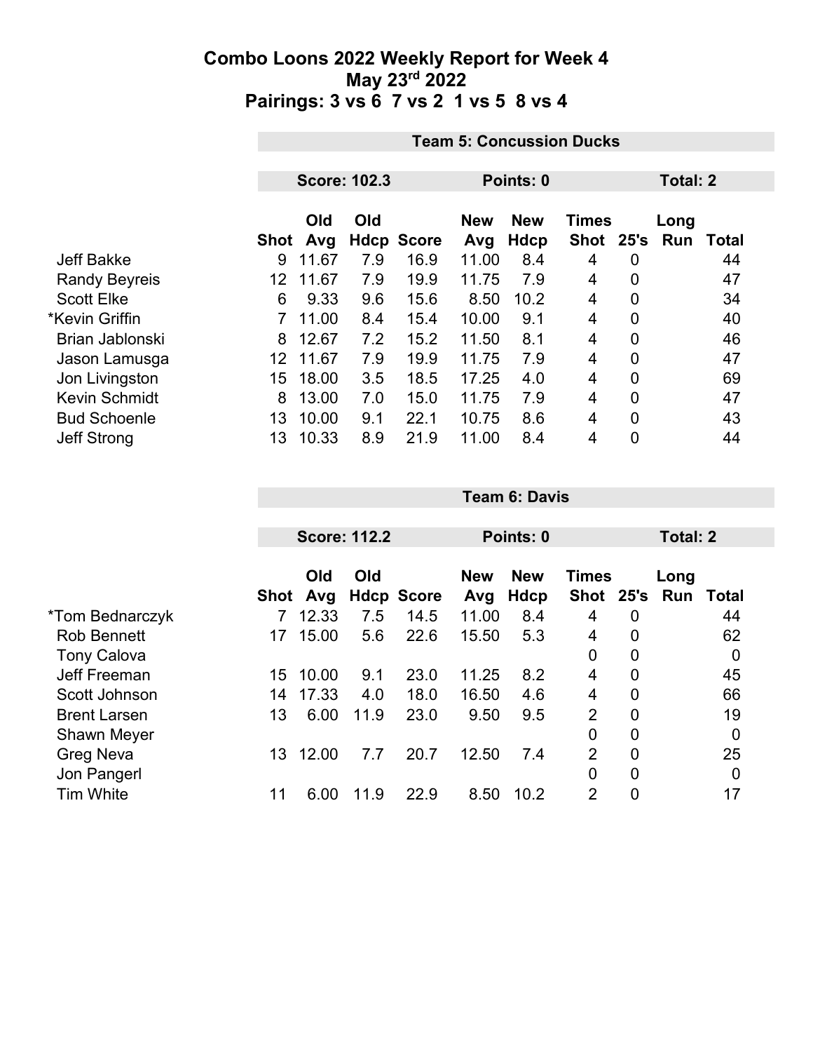# Combo Loons 2022 Weekly Report for Week 4

## May 23rd 2022

## Pairings: 3 vs 6 7 vs 2 1 vs 5 8 vs 4

### Team 5: Concussion Ducks

**Score: 102.3** | **Points: 0** | **Total: 2**

| | Shot | Old Avg | Old Hdcp | Score | New Avg | New Hdcp | Times Shot | 25's | Long Run | Total |
|---|---|---|---|---|---|---|---|---|---|---|
| Jeff Bakke | 9 | 11.67 | 7.9 | 16.9 | 11.00 | 8.4 | 4 | 0 | | 44 |
| Randy Beyreis | 12 | 11.67 | 7.9 | 19.9 | 11.75 | 7.9 | 4 | 0 | | 47 |
| Scott Elke | 6 | 9.33 | 9.6 | 15.6 | 8.50 | 10.2 | 4 | 0 | | 34 |
| *Kevin Griffin | 7 | 11.00 | 8.4 | 15.4 | 10.00 | 9.1 | 4 | 0 | | 40 |
| Brian Jablonski | 8 | 12.67 | 7.2 | 15.2 | 11.50 | 8.1 | 4 | 0 | | 46 |
| Jason Lamusga | 12 | 11.67 | 7.9 | 19.9 | 11.75 | 7.9 | 4 | 0 | | 47 |
| Jon Livingston | 15 | 18.00 | 3.5 | 18.5 | 17.25 | 4.0 | 4 | 0 | | 69 |
| Kevin Schmidt | 8 | 13.00 | 7.0 | 15.0 | 11.75 | 7.9 | 4 | 0 | | 47 |
| Bud Schoenle | 13 | 10.00 | 9.1 | 22.1 | 10.75 | 8.6 | 4 | 0 | | 43 |
| Jeff Strong | 13 | 10.33 | 8.9 | 21.9 | 11.00 | 8.4 | 4 | 0 | | 44 |

### Team 6: Davis

**Score: 112.2** | **Points: 0** | **Total: 2**

| | Shot | Old Avg | Old Hdcp | Score | New Avg | New Hdcp | Times Shot | 25's | Long Run | Total |
|---|---|---|---|---|---|---|---|---|---|---|
| *Tom Bednarczyk | 7 | 12.33 | 7.5 | 14.5 | 11.00 | 8.4 | 4 | 0 | | 44 |
| Rob Bennett | 17 | 15.00 | 5.6 | 22.6 | 15.50 | 5.3 | 4 | 0 | | 62 |
| Tony Calova | | | | | | | 0 | 0 | | 0 |
| Jeff Freeman | 15 | 10.00 | 9.1 | 23.0 | 11.25 | 8.2 | 4 | 0 | | 45 |
| Scott Johnson | 14 | 17.33 | 4.0 | 18.0 | 16.50 | 4.6 | 4 | 0 | | 66 |
| Brent Larsen | 13 | 6.00 | 11.9 | 23.0 | 9.50 | 9.5 | 2 | 0 | | 19 |
| Shawn Meyer | | | | | | | 0 | 0 | | 0 |
| Greg Neva | 13 | 12.00 | 7.7 | 20.7 | 12.50 | 7.4 | 2 | 0 | | 25 |
| Jon Pangerl | | | | | | | 0 | 0 | | 0 |
| Tim White | 11 | 6.00 | 11.9 | 22.9 | 8.50 | 10.2 | 2 | 0 | | 17 |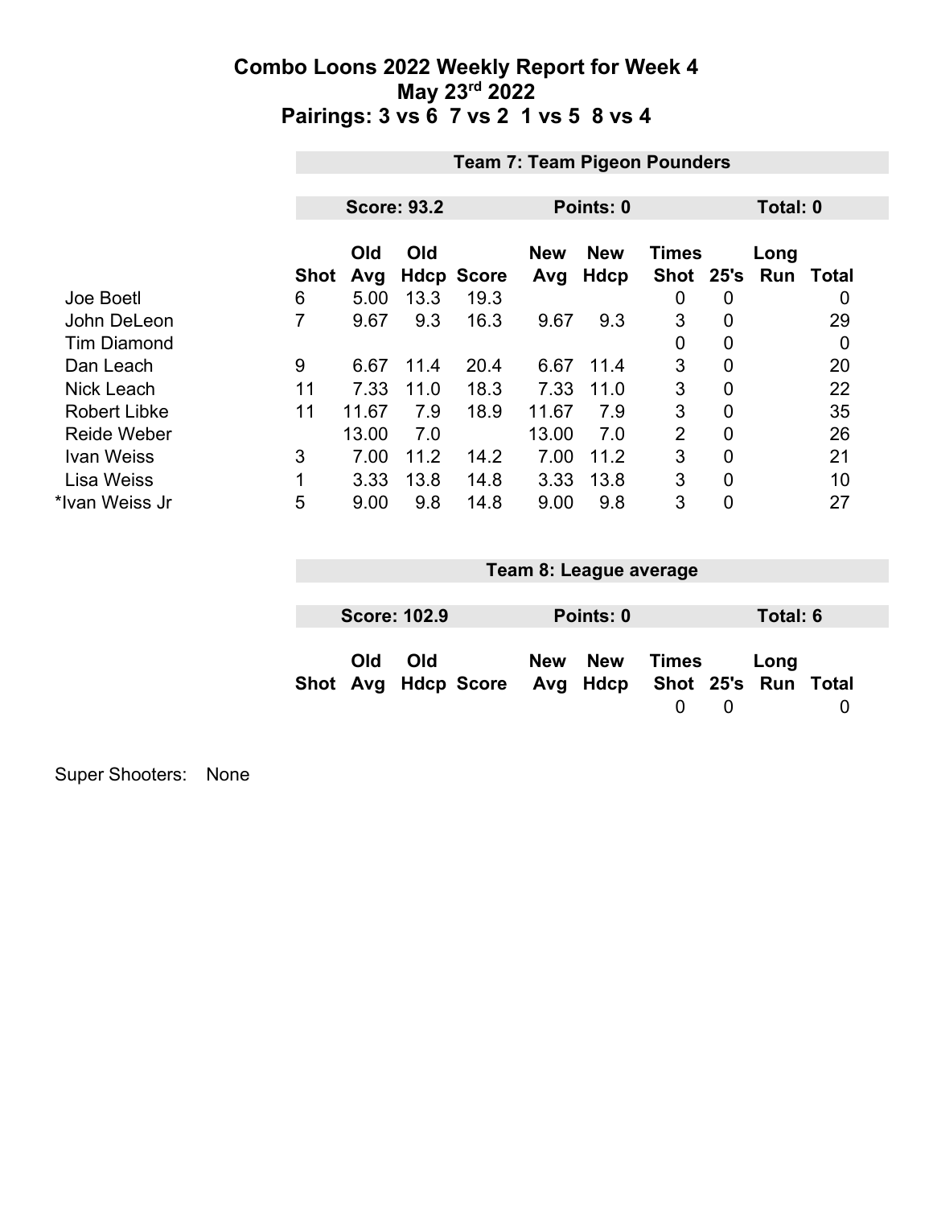# Combo Loons 2022 Weekly Report for Week 4

## May 23rd 2022

## Pairings: 3 vs 6  7 vs 2  1 vs 5  8 vs 4

### Team 7: Team Pigeon Pounders

**Score: 93.2** | **Points: 0** | **Total: 0**

| | Shot | Old Avg | Old Hdcp | Score | New Avg | New Hdcp | Times Shot | 25's | Long Run | Total |
|---|---|---|---|---|---|---|---|---|---|---|
| Joe Boetl | 6 | 5.00 | 13.3 | 19.3 | | | 0 | 0 | | 0 |
| John DeLeon | 7 | 9.67 | 9.3 | 16.3 | 9.67 | 9.3 | 3 | 0 | | 29 |
| Tim Diamond | | | | | | | 0 | 0 | | 0 |
| Dan Leach | 9 | 6.67 | 11.4 | 20.4 | 6.67 | 11.4 | 3 | 0 | | 20 |
| Nick Leach | 11 | 7.33 | 11.0 | 18.3 | 7.33 | 11.0 | 3 | 0 | | 22 |
| Robert Libke | 11 | 11.67 | 7.9 | 18.9 | 11.67 | 7.9 | 3 | 0 | | 35 |
| Reide Weber | | 13.00 | 7.0 | | 13.00 | 7.0 | 2 | 0 | | 26 |
| Ivan Weiss | 3 | 7.00 | 11.2 | 14.2 | 7.00 | 11.2 | 3 | 0 | | 21 |
| Lisa Weiss | 1 | 3.33 | 13.8 | 14.8 | 3.33 | 13.8 | 3 | 0 | | 10 |
| *Ivan Weiss Jr | 5 | 9.00 | 9.8 | 14.8 | 9.00 | 9.8 | 3 | 0 | | 27 |

### Team 8: League average

**Score: 102.9** | **Points: 0** | **Total: 6**

| Shot | Old Avg | Old Hdcp | Score | New Avg | New Hdcp | Times Shot | 25's | Long Run | Total |
|---|---|---|---|---|---|---|---|---|---|
| | | | | | | 0 | 0 | | 0 |

Super Shooters: None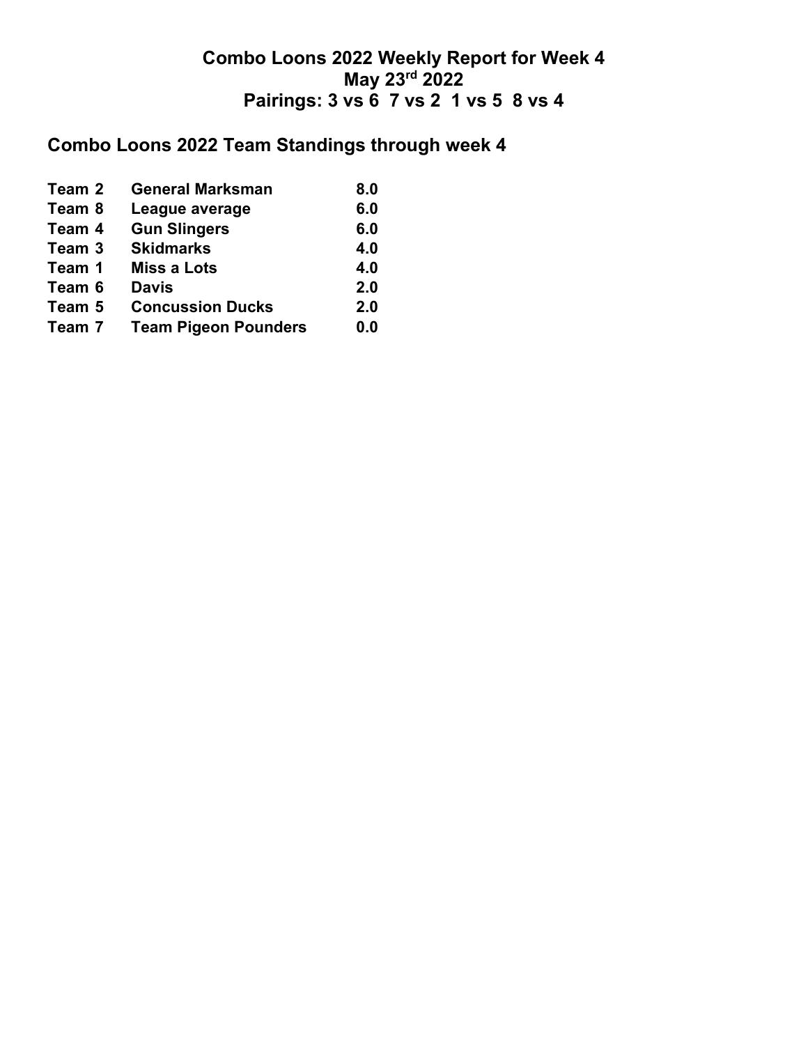# Combo Loons 2022 Weekly Report for Week 4
# May 23rd 2022
# Pairings: 3 vs 6 7 vs 2 1 vs 5 8 vs 4

## Combo Loons 2022 Team Standings through week 4

| | | |
|---|---|---|
| **Team 2** | **General Marksman** | **8.0** |
| **Team 8** | **League average** | **6.0** |
| **Team 4** | **Gun Slingers** | **6.0** |
| **Team 3** | **Skidmarks** | **4.0** |
| **Team 1** | **Miss a Lots** | **4.0** |
| **Team 6** | **Davis** | **2.0** |
| **Team 5** | **Concussion Ducks** | **2.0** |
| **Team 7** | **Team Pigeon Pounders** | **0.0** |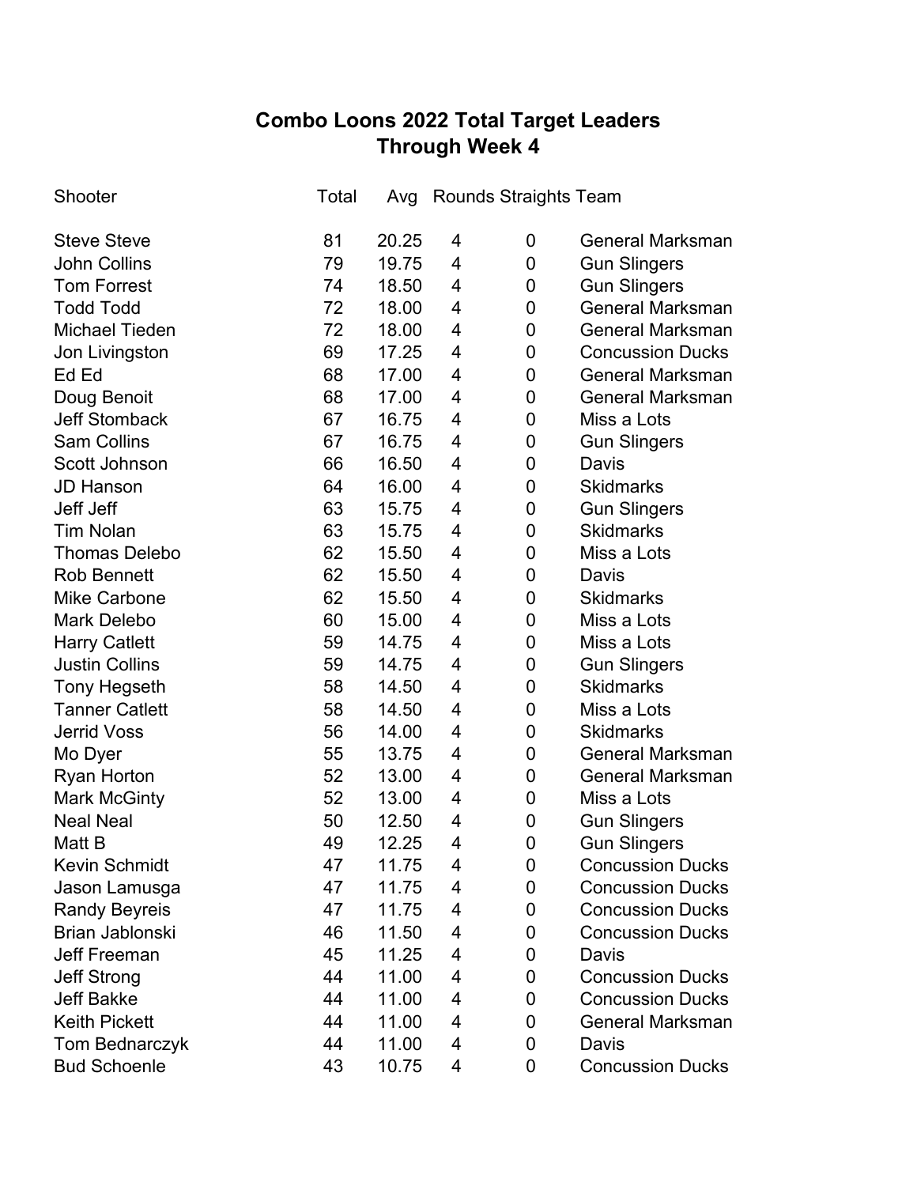# Combo Loons 2022 Total Target Leaders
## Through Week 4

| Shooter | Total | Avg | Rounds | Straights | Team |
|---|---|---|---|---|---|
| Steve Steve | 81 | 20.25 | 4 | 0 | General Marksman |
| John Collins | 79 | 19.75 | 4 | 0 | Gun Slingers |
| Tom Forrest | 74 | 18.50 | 4 | 0 | Gun Slingers |
| Todd Todd | 72 | 18.00 | 4 | 0 | General Marksman |
| Michael Tieden | 72 | 18.00 | 4 | 0 | General Marksman |
| Jon Livingston | 69 | 17.25 | 4 | 0 | Concussion Ducks |
| Ed Ed | 68 | 17.00 | 4 | 0 | General Marksman |
| Doug Benoit | 68 | 17.00 | 4 | 0 | General Marksman |
| Jeff Stomback | 67 | 16.75 | 4 | 0 | Miss a Lots |
| Sam Collins | 67 | 16.75 | 4 | 0 | Gun Slingers |
| Scott Johnson | 66 | 16.50 | 4 | 0 | Davis |
| JD Hanson | 64 | 16.00 | 4 | 0 | Skidmarks |
| Jeff Jeff | 63 | 15.75 | 4 | 0 | Gun Slingers |
| Tim Nolan | 63 | 15.75 | 4 | 0 | Skidmarks |
| Thomas Delebo | 62 | 15.50 | 4 | 0 | Miss a Lots |
| Rob Bennett | 62 | 15.50 | 4 | 0 | Davis |
| Mike Carbone | 62 | 15.50 | 4 | 0 | Skidmarks |
| Mark Delebo | 60 | 15.00 | 4 | 0 | Miss a Lots |
| Harry Catlett | 59 | 14.75 | 4 | 0 | Miss a Lots |
| Justin Collins | 59 | 14.75 | 4 | 0 | Gun Slingers |
| Tony Hegseth | 58 | 14.50 | 4 | 0 | Skidmarks |
| Tanner Catlett | 58 | 14.50 | 4 | 0 | Miss a Lots |
| Jerrid Voss | 56 | 14.00 | 4 | 0 | Skidmarks |
| Mo Dyer | 55 | 13.75 | 4 | 0 | General Marksman |
| Ryan Horton | 52 | 13.00 | 4 | 0 | General Marksman |
| Mark McGinty | 52 | 13.00 | 4 | 0 | Miss a Lots |
| Neal Neal | 50 | 12.50 | 4 | 0 | Gun Slingers |
| Matt B | 49 | 12.25 | 4 | 0 | Gun Slingers |
| Kevin Schmidt | 47 | 11.75 | 4 | 0 | Concussion Ducks |
| Jason Lamusga | 47 | 11.75 | 4 | 0 | Concussion Ducks |
| Randy Beyreis | 47 | 11.75 | 4 | 0 | Concussion Ducks |
| Brian Jablonski | 46 | 11.50 | 4 | 0 | Concussion Ducks |
| Jeff Freeman | 45 | 11.25 | 4 | 0 | Davis |
| Jeff Strong | 44 | 11.00 | 4 | 0 | Concussion Ducks |
| Jeff Bakke | 44 | 11.00 | 4 | 0 | Concussion Ducks |
| Keith Pickett | 44 | 11.00 | 4 | 0 | General Marksman |
| Tom Bednarczyk | 44 | 11.00 | 4 | 0 | Davis |
| Bud Schoenle | 43 | 10.75 | 4 | 0 | Concussion Ducks |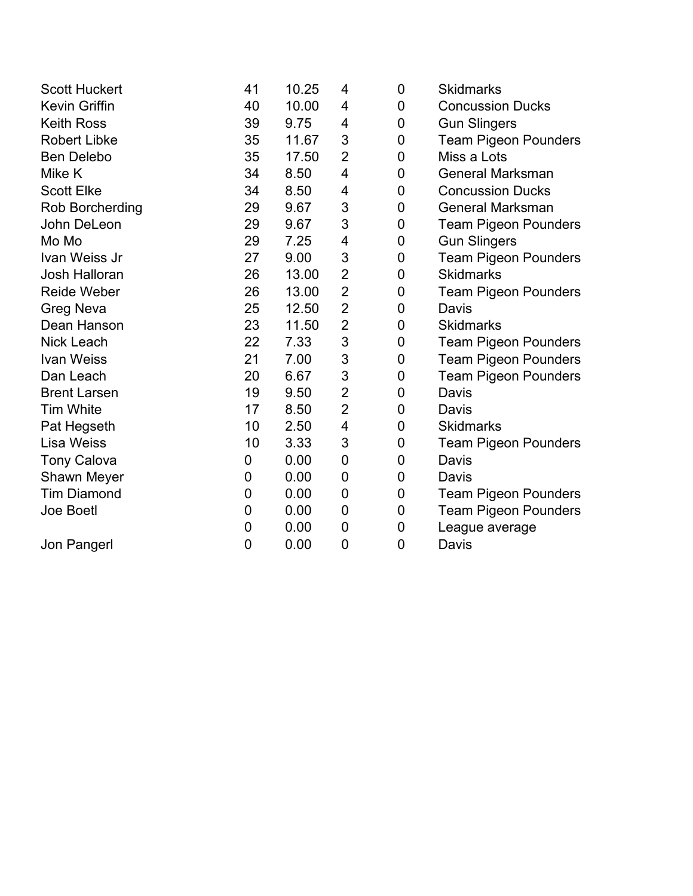| | | | | | |
|---|---|---|---|---|---|
| Scott Huckert | 41 | 10.25 | 4 | 0 | Skidmarks |
| Kevin Griffin | 40 | 10.00 | 4 | 0 | Concussion Ducks |
| Keith Ross | 39 | 9.75 | 4 | 0 | Gun Slingers |
| Robert Libke | 35 | 11.67 | 3 | 0 | Team Pigeon Pounders |
| Ben Delebo | 35 | 17.50 | 2 | 0 | Miss a Lots |
| Mike K | 34 | 8.50 | 4 | 0 | General Marksman |
| Scott Elke | 34 | 8.50 | 4 | 0 | Concussion Ducks |
| Rob Borcherding | 29 | 9.67 | 3 | 0 | General Marksman |
| John DeLeon | 29 | 9.67 | 3 | 0 | Team Pigeon Pounders |
| Mo Mo | 29 | 7.25 | 4 | 0 | Gun Slingers |
| Ivan Weiss Jr | 27 | 9.00 | 3 | 0 | Team Pigeon Pounders |
| Josh Halloran | 26 | 13.00 | 2 | 0 | Skidmarks |
| Reide Weber | 26 | 13.00 | 2 | 0 | Team Pigeon Pounders |
| Greg Neva | 25 | 12.50 | 2 | 0 | Davis |
| Dean Hanson | 23 | 11.50 | 2 | 0 | Skidmarks |
| Nick Leach | 22 | 7.33 | 3 | 0 | Team Pigeon Pounders |
| Ivan Weiss | 21 | 7.00 | 3 | 0 | Team Pigeon Pounders |
| Dan Leach | 20 | 6.67 | 3 | 0 | Team Pigeon Pounders |
| Brent Larsen | 19 | 9.50 | 2 | 0 | Davis |
| Tim White | 17 | 8.50 | 2 | 0 | Davis |
| Pat Hegseth | 10 | 2.50 | 4 | 0 | Skidmarks |
| Lisa Weiss | 10 | 3.33 | 3 | 0 | Team Pigeon Pounders |
| Tony Calova | 0 | 0.00 | 0 | 0 | Davis |
| Shawn Meyer | 0 | 0.00 | 0 | 0 | Davis |
| Tim Diamond | 0 | 0.00 | 0 | 0 | Team Pigeon Pounders |
| Joe Boetl | 0 | 0.00 | 0 | 0 | Team Pigeon Pounders |
| | 0 | 0.00 | 0 | 0 | League average |
| Jon Pangerl | 0 | 0.00 | 0 | 0 | Davis |